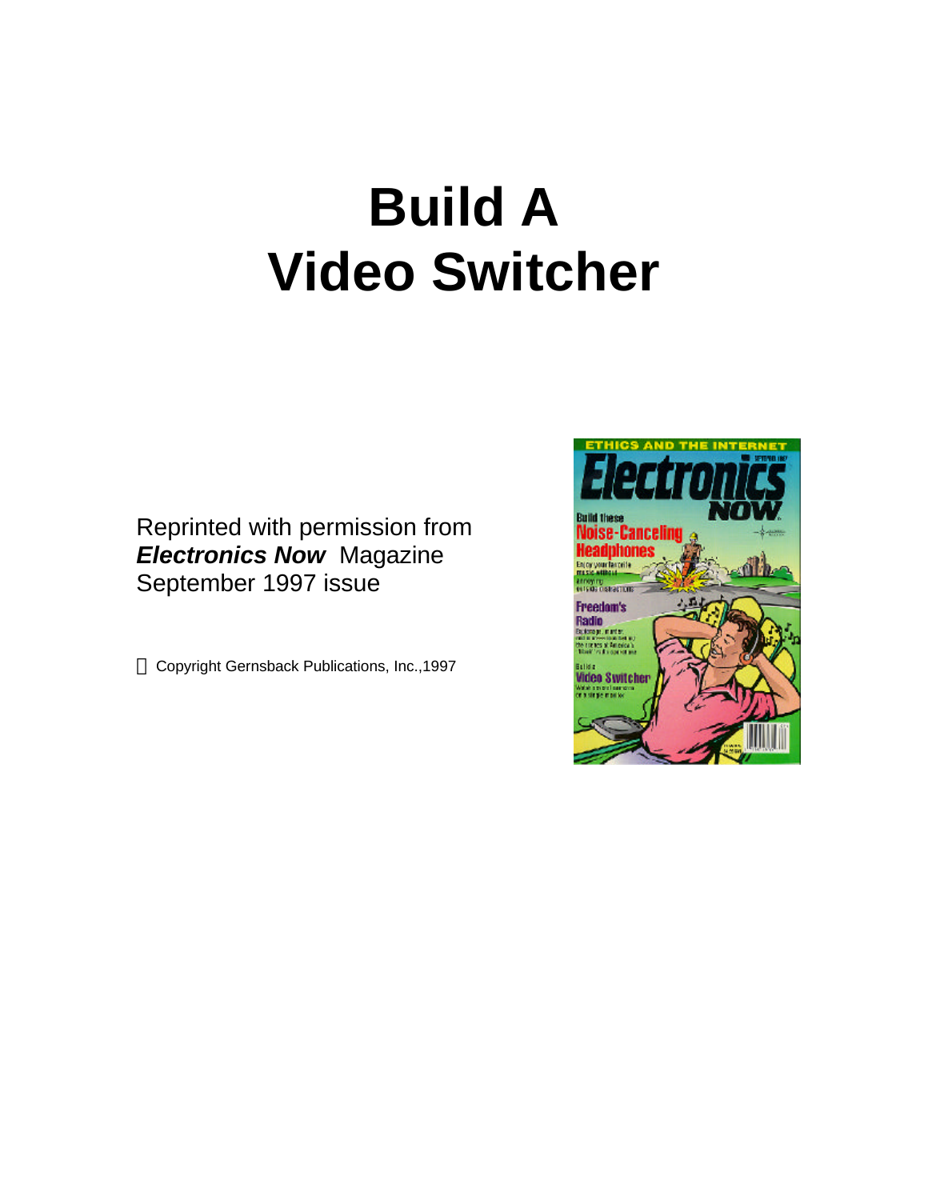# Build A Video Switcher

Reprinted with permission from ***Electronics Now*** Magazine September 1997 issue

 Copyright Gernsback Publications, Inc.,1997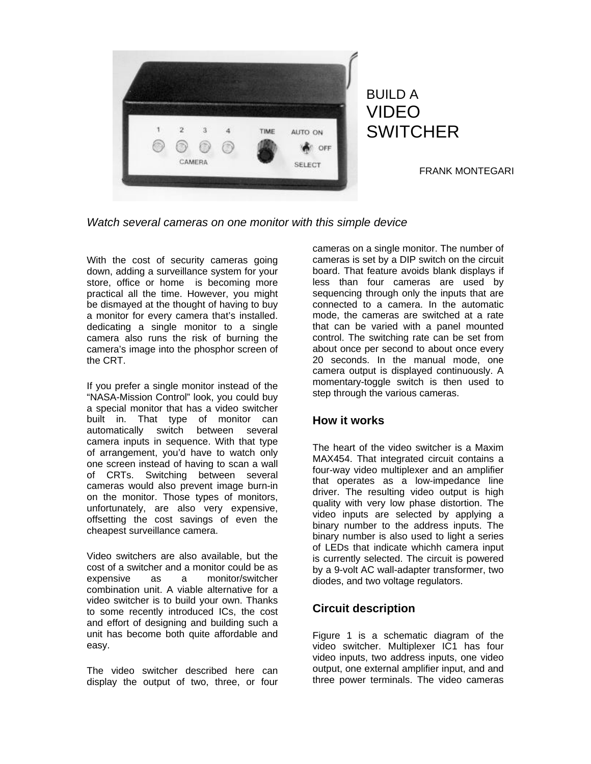# BUILD A VIDEO SWITCHER

FRANK MONTEGARI

*Watch several cameras on one monitor with this simple device*

With the cost of security cameras going down, adding a surveillance system for your store, office or home is becoming more practical all the time. However, you might be dismayed at the thought of having to buy a monitor for every camera that's installed. dedicating a single monitor to a single camera also runs the risk of burning the camera's image into the phosphor screen of the CRT.

If you prefer a single monitor instead of the "NASA-Mission Control" look, you could buy a special monitor that has a video switcher built in. That type of monitor can automatically switch between several camera inputs in sequence. With that type of arrangement, you'd have to watch only one screen instead of having to scan a wall of CRTs. Switching between several cameras would also prevent image burn-in on the monitor. Those types of monitors, unfortunately, are also very expensive, offsetting the cost savings of even the cheapest surveillance camera.

Video switchers are also available, but the cost of a switcher and a monitor could be as expensive as a monitor/switcher combination unit. A viable alternative for a video switcher is to build your own. Thanks to some recently introduced ICs, the cost and effort of designing and building such a unit has become both quite affordable and easy.

The video switcher described here can display the output of two, three, or four cameras on a single monitor. The number of cameras is set by a DIP switch on the circuit board. That feature avoids blank displays if less than four cameras are used by sequencing through only the inputs that are connected to a camera. In the automatic mode, the cameras are switched at a rate that can be varied with a panel mounted control. The switching rate can be set from about once per second to about once every 20 seconds. In the manual mode, one camera output is displayed continuously. A momentary-toggle switch is then used to step through the various cameras.

## How it works

The heart of the video switcher is a Maxim MAX454. That integrated circuit contains a four-way video multiplexer and an amplifier that operates as a low-impedance line driver. The resulting video output is high quality with very low phase distortion. The video inputs are selected by applying a binary number to the address inputs. The binary number is also used to light a series of LEDs that indicate whichh camera input is currently selected. The circuit is powered by a 9-volt AC wall-adapter transformer, two diodes, and two voltage regulators.

## Circuit description

Figure 1 is a schematic diagram of the video switcher. Multiplexer IC1 has four video inputs, two address inputs, one video output, one external amplifier input, and and three power terminals. The video cameras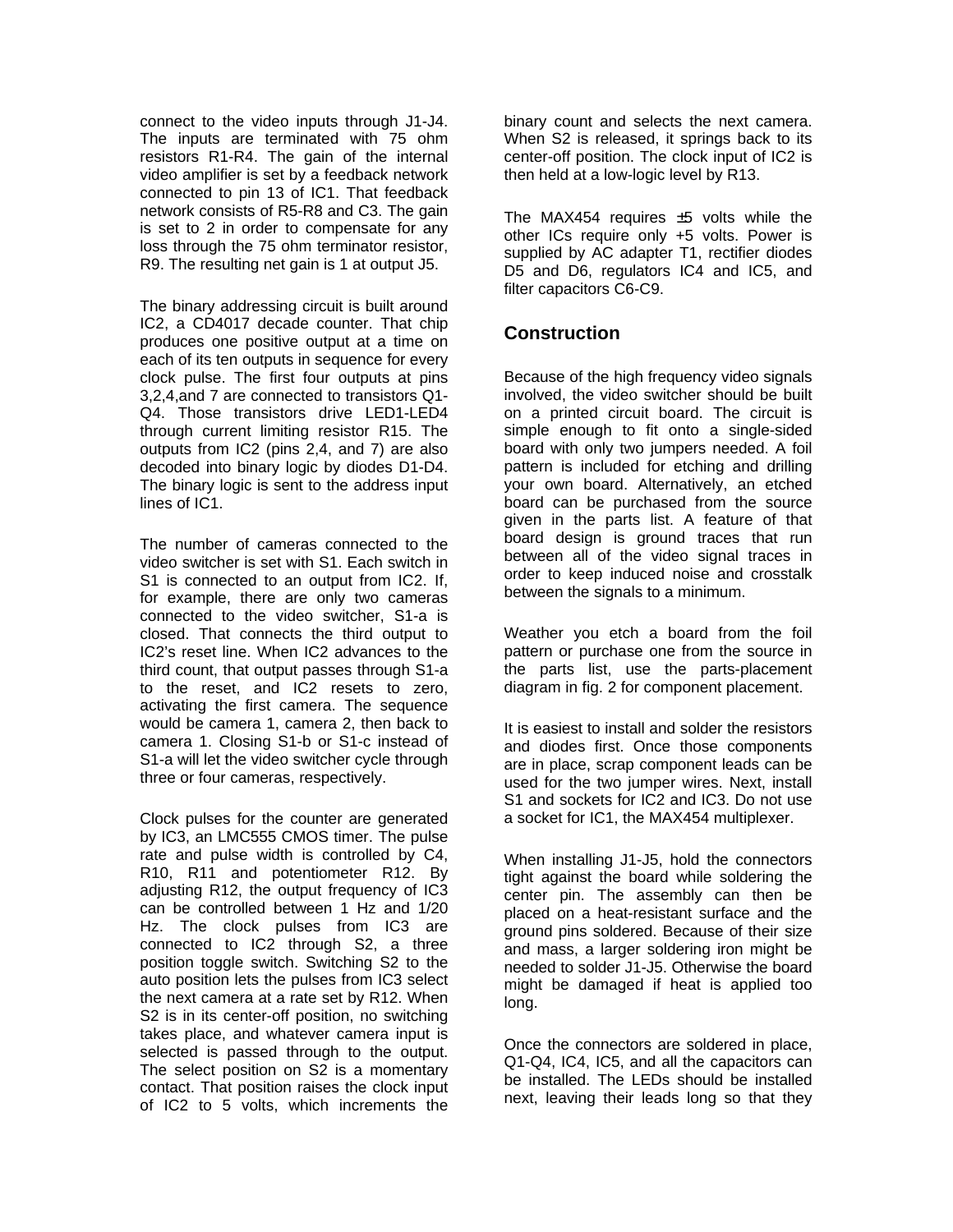connect to the video inputs through J1-J4. The inputs are terminated with 75 ohm resistors R1-R4. The gain of the internal video amplifier is set by a feedback network connected to pin 13 of IC1. That feedback network consists of R5-R8 and C3. The gain is set to 2 in order to compensate for any loss through the 75 ohm terminator resistor, R9. The resulting net gain is 1 at output J5.

The binary addressing circuit is built around IC2, a CD4017 decade counter. That chip produces one positive output at a time on each of its ten outputs in sequence for every clock pulse. The first four outputs at pins 3,2,4,and 7 are connected to transistors Q1-Q4. Those transistors drive LED1-LED4 through current limiting resistor R15. The outputs from IC2 (pins 2,4, and 7) are also decoded into binary logic by diodes D1-D4. The binary logic is sent to the address input lines of IC1.

The number of cameras connected to the video switcher is set with S1. Each switch in S1 is connected to an output from IC2. If, for example, there are only two cameras connected to the video switcher, S1-a is closed. That connects the third output to IC2's reset line. When IC2 advances to the third count, that output passes through S1-a to the reset, and IC2 resets to zero, activating the first camera. The sequence would be camera 1, camera 2, then back to camera 1. Closing S1-b or S1-c instead of S1-a will let the video switcher cycle through three or four cameras, respectively.

Clock pulses for the counter are generated by IC3, an LMC555 CMOS timer. The pulse rate and pulse width is controlled by C4, R10, R11 and potentiometer R12. By adjusting R12, the output frequency of IC3 can be controlled between 1 Hz and 1/20 Hz. The clock pulses from IC3 are connected to IC2 through S2, a three position toggle switch. Switching S2 to the auto position lets the pulses from IC3 select the next camera at a rate set by R12. When S2 is in its center-off position, no switching takes place, and whatever camera input is selected is passed through to the output. The select position on S2 is a momentary contact. That position raises the clock input of IC2 to 5 volts, which increments the binary count and selects the next camera. When S2 is released, it springs back to its center-off position. The clock input of IC2 is then held at a low-logic level by R13.

The MAX454 requires ±5 volts while the other ICs require only +5 volts. Power is supplied by AC adapter T1, rectifier diodes D5 and D6, regulators IC4 and IC5, and filter capacitors C6-C9.

## Construction

Because of the high frequency video signals involved, the video switcher should be built on a printed circuit board. The circuit is simple enough to fit onto a single-sided board with only two jumpers needed. A foil pattern is included for etching and drilling your own board. Alternatively, an etched board can be purchased from the source given in the parts list. A feature of that board design is ground traces that run between all of the video signal traces in order to keep induced noise and crosstalk between the signals to a minimum.

Weather you etch a board from the foil pattern or purchase one from the source in the parts list, use the parts-placement diagram in fig. 2 for component placement.

It is easiest to install and solder the resistors and diodes first. Once those components are in place, scrap component leads can be used for the two jumper wires. Next, install S1 and sockets for IC2 and IC3. Do not use a socket for IC1, the MAX454 multiplexer.

When installing J1-J5, hold the connectors tight against the board while soldering the center pin. The assembly can then be placed on a heat-resistant surface and the ground pins soldered. Because of their size and mass, a larger soldering iron might be needed to solder J1-J5. Otherwise the board might be damaged if heat is applied too long.

Once the connectors are soldered in place, Q1-Q4, IC4, IC5, and all the capacitors can be installed. The LEDs should be installed next, leaving their leads long so that they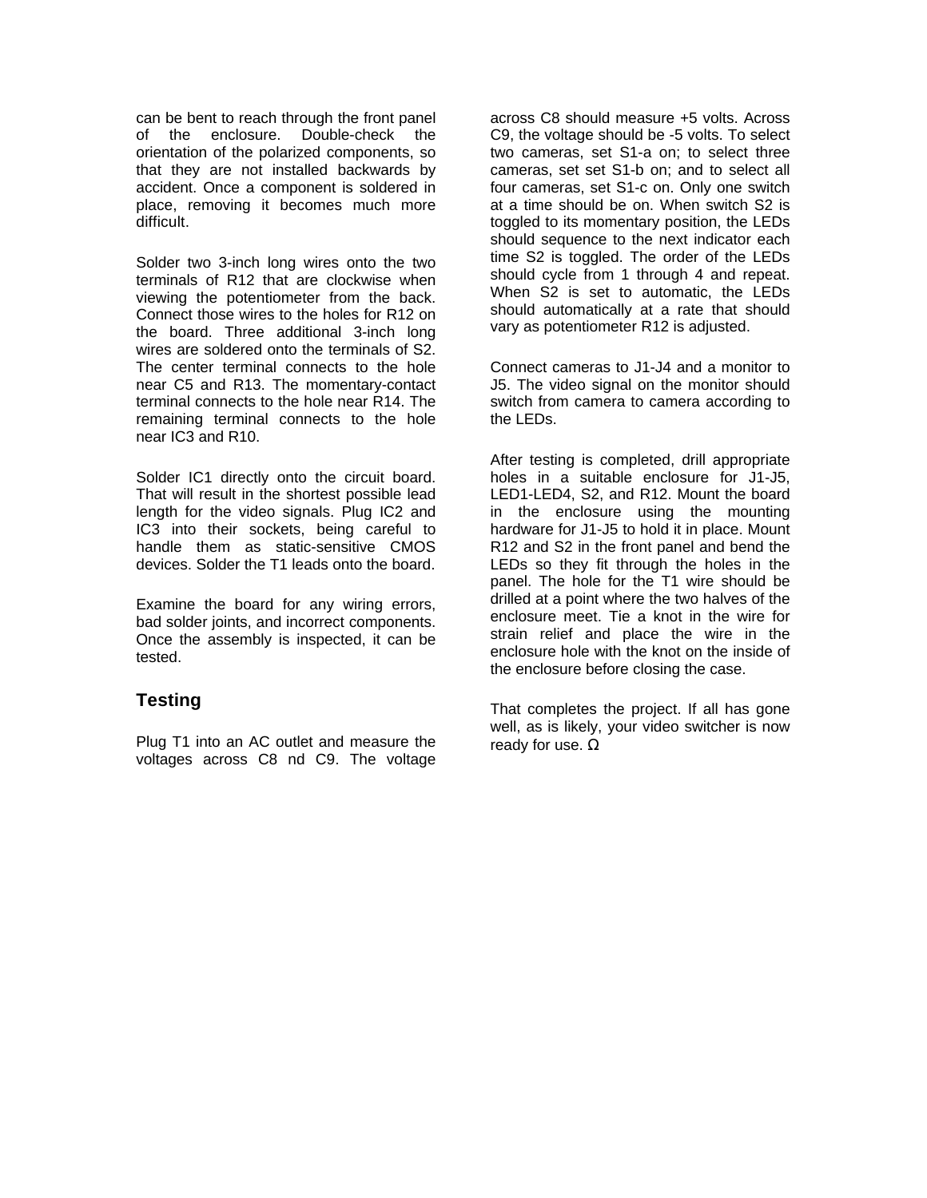can be bent to reach through the front panel of the enclosure. Double-check the orientation of the polarized components, so that they are not installed backwards by accident. Once a component is soldered in place, removing it becomes much more difficult.

Solder two 3-inch long wires onto the two terminals of R12 that are clockwise when viewing the potentiometer from the back. Connect those wires to the holes for R12 on the board. Three additional 3-inch long wires are soldered onto the terminals of S2. The center terminal connects to the hole near C5 and R13. The momentary-contact terminal connects to the hole near R14. The remaining terminal connects to the hole near IC3 and R10.

Solder IC1 directly onto the circuit board. That will result in the shortest possible lead length for the video signals. Plug IC2 and IC3 into their sockets, being careful to handle them as static-sensitive CMOS devices. Solder the T1 leads onto the board.

Examine the board for any wiring errors, bad solder joints, and incorrect components. Once the assembly is inspected, it can be tested.

## Testing

Plug T1 into an AC outlet and measure the voltages across C8 nd C9. The voltage across C8 should measure +5 volts. Across C9, the voltage should be -5 volts. To select two cameras, set S1-a on; to select three cameras, set set S1-b on; and to select all four cameras, set S1-c on. Only one switch at a time should be on. When switch S2 is toggled to its momentary position, the LEDs should sequence to the next indicator each time S2 is toggled. The order of the LEDs should cycle from 1 through 4 and repeat. When S2 is set to automatic, the LEDs should automatically at a rate that should vary as potentiometer R12 is adjusted.

Connect cameras to J1-J4 and a monitor to J5. The video signal on the monitor should switch from camera to camera according to the LEDs.

After testing is completed, drill appropriate holes in a suitable enclosure for J1-J5, LED1-LED4, S2, and R12. Mount the board in the enclosure using the mounting hardware for J1-J5 to hold it in place. Mount R12 and S2 in the front panel and bend the LEDs so they fit through the holes in the panel. The hole for the T1 wire should be drilled at a point where the two halves of the enclosure meet. Tie a knot in the wire for strain relief and place the wire in the enclosure hole with the knot on the inside of the enclosure before closing the case.

That completes the project. If all has gone well, as is likely, your video switcher is now ready for use. Ω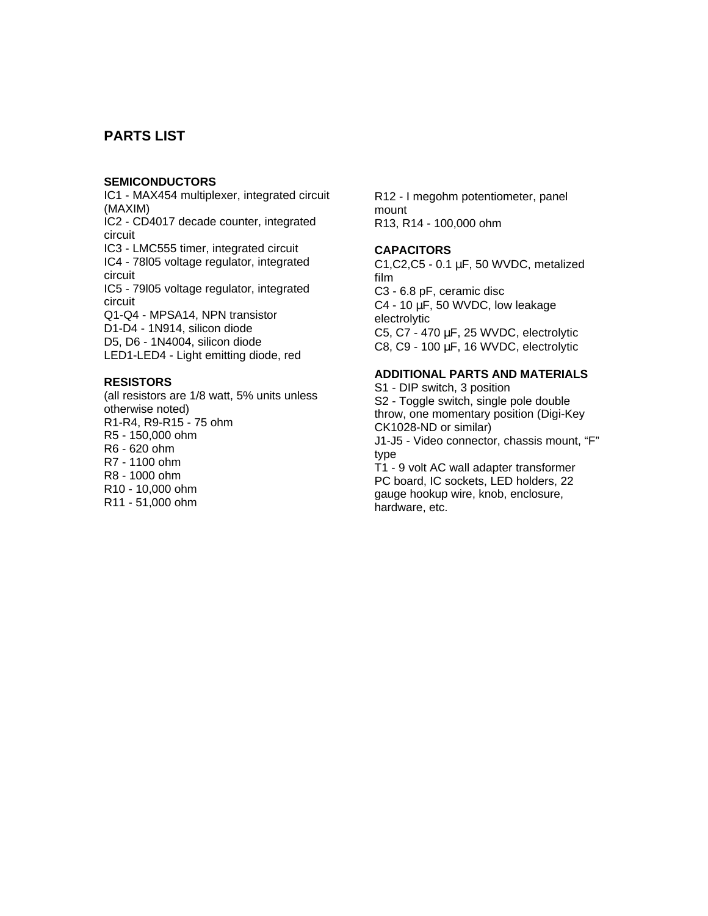## PARTS LIST

### SEMICONDUCTORS

IC1 - MAX454 multiplexer, integrated circuit (MAXIM)
IC2 - CD4017 decade counter, integrated circuit
IC3 - LMC555 timer, integrated circuit
IC4 - 78l05 voltage regulator, integrated circuit
IC5 - 79l05 voltage regulator, integrated circuit
Q1-Q4 - MPSA14, NPN transistor
D1-D4 - 1N914, silicon diode
D5, D6 - 1N4004, silicon diode
LED1-LED4 - Light emitting diode, red

### RESISTORS

(all resistors are 1/8 watt, 5% units unless otherwise noted)
R1-R4, R9-R15 - 75 ohm
R5 - 150,000 ohm
R6 - 620 ohm
R7 - 1100 ohm
R8 - 1000 ohm
R10 - 10,000 ohm
R11 - 51,000 ohm
R12 - I megohm potentiometer, panel mount
R13, R14 - 100,000 ohm

### CAPACITORS

C1,C2,C5 - 0.1 µF, 50 WVDC, metalized film
C3 - 6.8 pF, ceramic disc
C4 - 10 µF, 50 WVDC, low leakage electrolytic
C5, C7 - 470 µF, 25 WVDC, electrolytic
C8, C9 - 100 µF, 16 WVDC, electrolytic

### ADDITIONAL PARTS AND MATERIALS

S1 - DIP switch, 3 position
S2 - Toggle switch, single pole double throw, one momentary position (Digi-Key CK1028-ND or similar)
J1-J5 - Video connector, chassis mount, "F" type
T1 - 9 volt AC wall adapter transformer
PC board, IC sockets, LED holders, 22 gauge hookup wire, knob, enclosure, hardware, etc.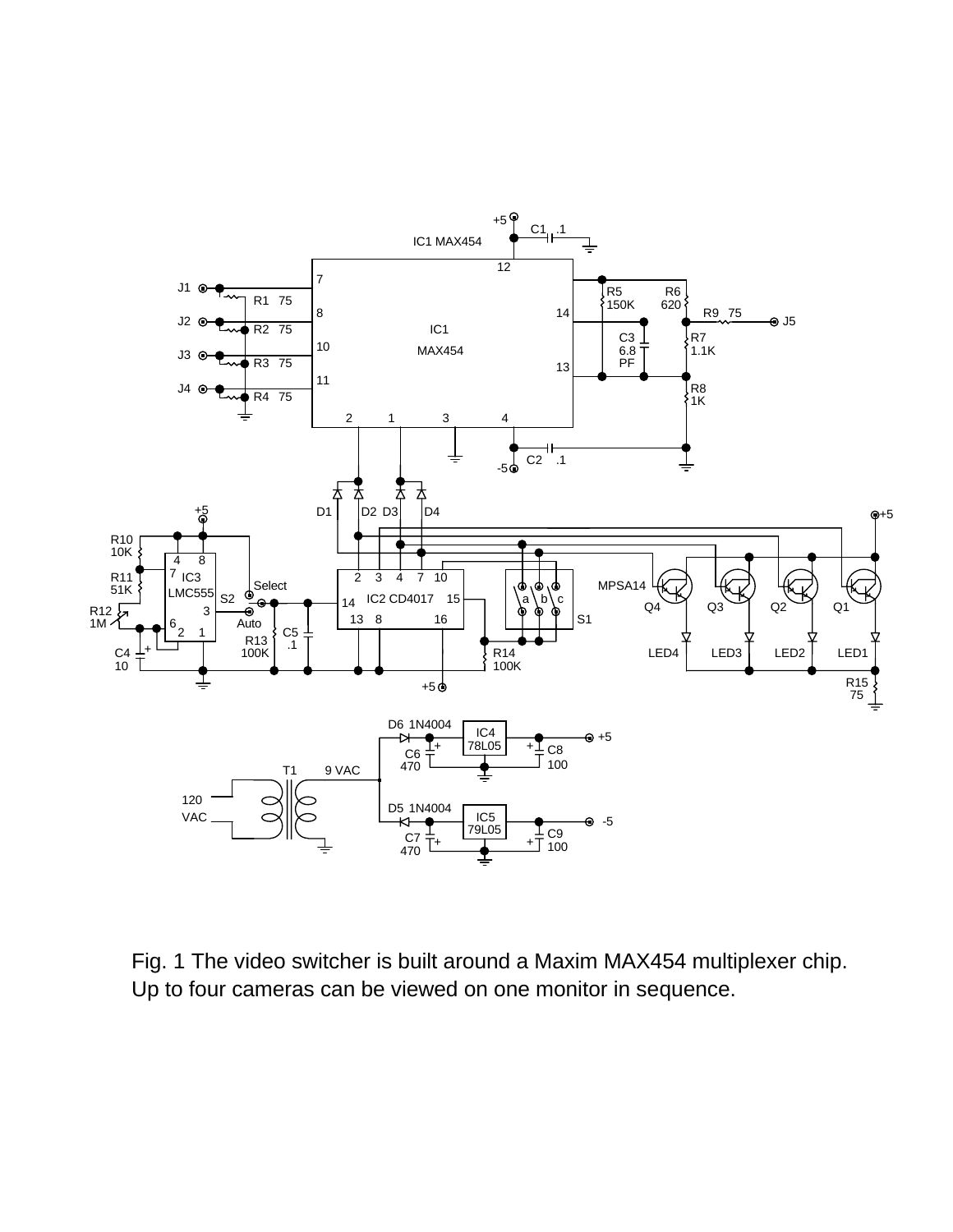Fig. 1 The video switcher is built around a Maxim MAX454 multiplexer chip. Up to four cameras can be viewed on one monitor in sequence.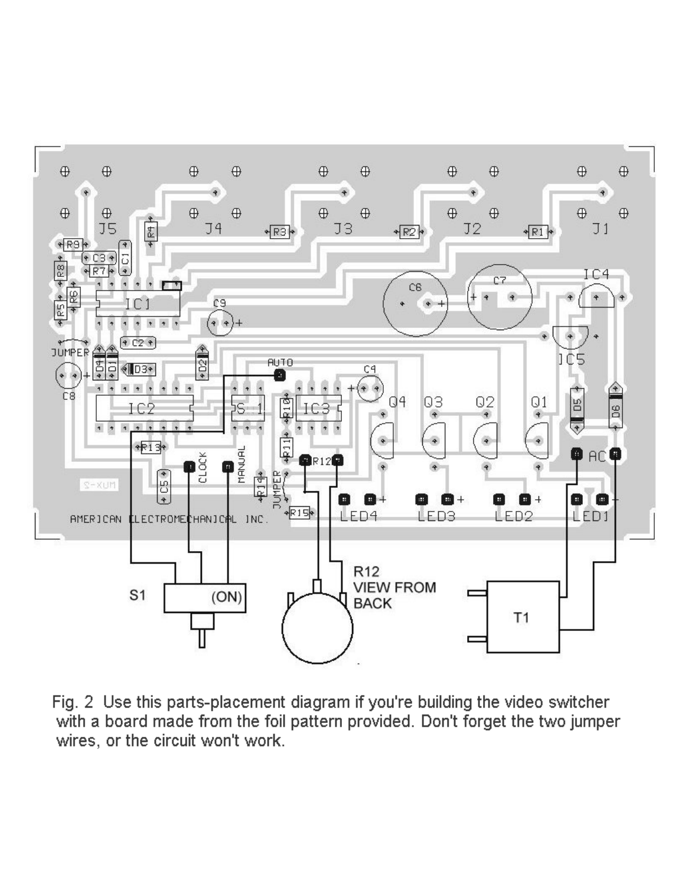Fig. 2 Use this parts-placement diagram if you're building the video switcher with a board made from the foil pattern provided. Don't forget the two jumper wires, or the circuit won't work.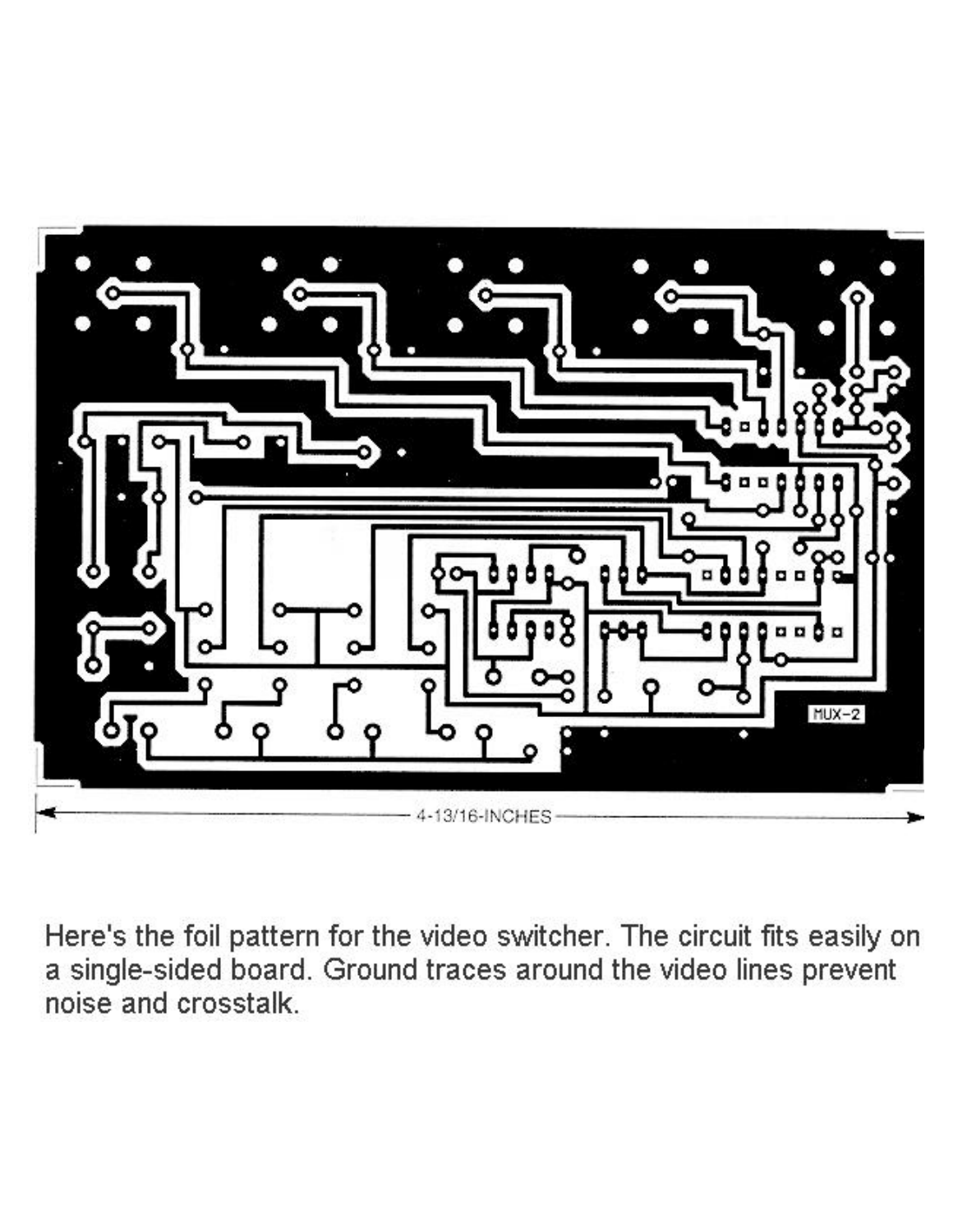MUX-2

4-13/16-INCHES

Here's the foil pattern for the video switcher. The circuit fits easily on a single-sided board. Ground traces around the video lines prevent noise and crosstalk.